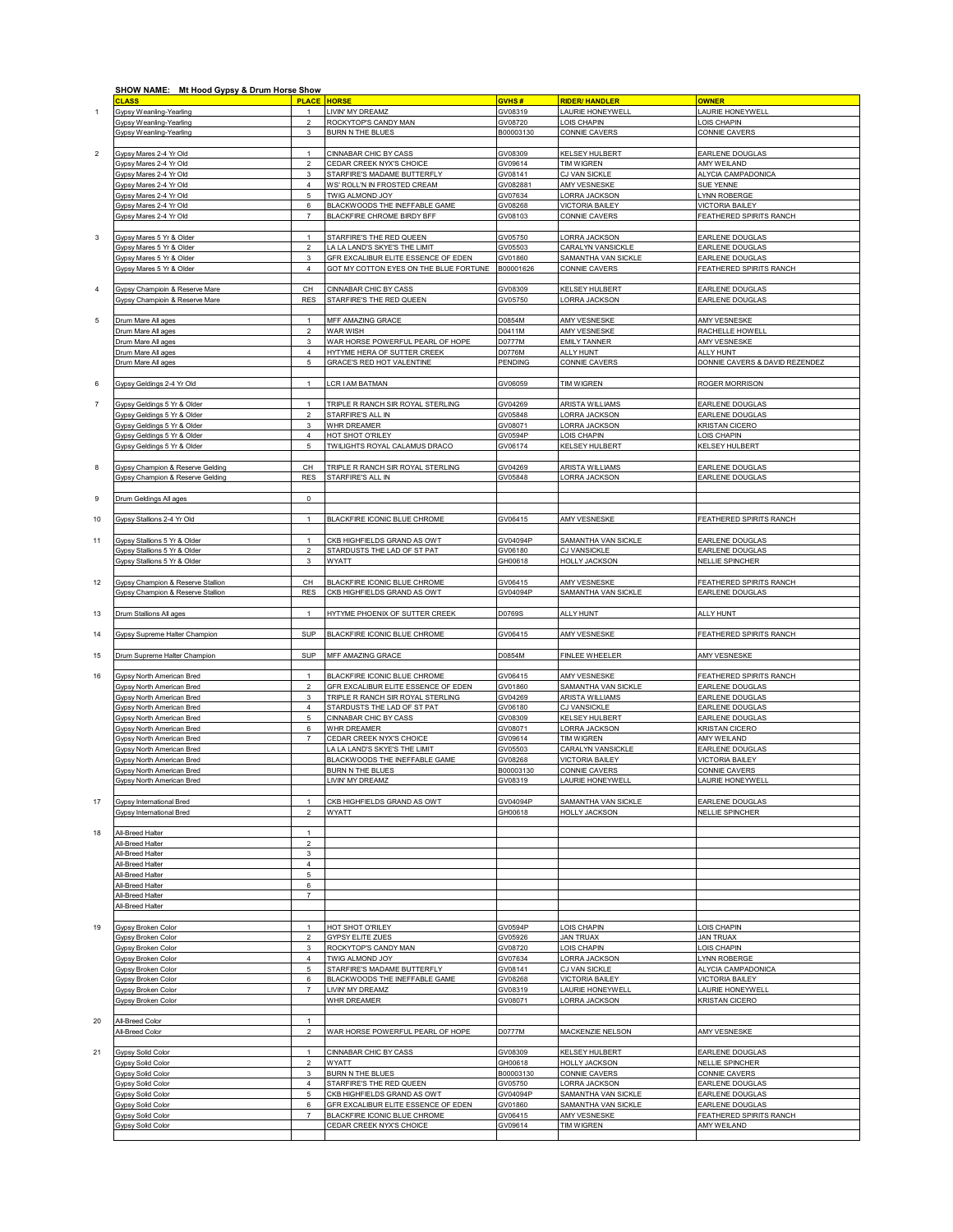**SHOW NAME: Mt Hood Gypsy & Drum Horse Show**

| | CLASS | PLACE | HORSE | GVHS # | RIDER/ HANDLER | OWNER |
|---|---|---|---|---|---|---|
| 1 | Gypsy Weanling-Yearling | 1 | LIVIN' MY DREAMZ | GV08319 | LAURIE HONEYWELL | LAURIE HONEYWELL |
| | Gypsy Weanling-Yearling | 2 | ROCKYTOP'S CANDY MAN | GV08720 | LOIS CHAPIN | LOIS CHAPIN |
| | Gypsy Weanling-Yearling | 3 | BURN N THE BLUES | B00003130 | CONNIE CAVERS | CONNIE CAVERS |
| | | | | | | |
| 2 | Gypsy Mares 2-4 Yr Old | 1 | CINNABAR CHIC BY CASS | GV08309 | KELSEY HULBERT | EARLENE DOUGLAS |
| | Gypsy Mares 2-4 Yr Old | 2 | CEDAR CREEK NYX'S CHOICE | GV09614 | TIM WIGREN | AMY WEILAND |
| | Gypsy Mares 2-4 Yr Old | 3 | STARFIRE'S MADAME BUTTERFLY | GV08141 | CJ VAN SICKLE | ALYCIA CAMPADONICA |
| | Gypsy Mares 2-4 Yr Old | 4 | WS' ROLL'N IN FROSTED CREAM | GV082881 | AMY VESNESKE | SUE YENNE |
| | Gypsy Mares 2-4 Yr Old | 5 | TWIG ALMOND JOY | GV07634 | LORRA JACKSON | LYNN ROBERGE |
| | Gypsy Mares 2-4 Yr Old | 6 | BLACKWOODS THE INEFFABLE GAME | GV08268 | VICTORIA BAILEY | VICTORIA BAILEY |
| | Gypsy Mares 2-4 Yr Old | 7 | BLACKFIRE CHROME BIRDY BFF | GV08103 | CONNIE CAVERS | FEATHERED SPIRITS RANCH |
| | | | | | | |
| 3 | Gypsy Mares 5 Yr & Older | 1 | STARFIRE'S THE RED QUEEN | GV05750 | LORRA JACKSON | EARLENE DOUGLAS |
| | Gypsy Mares 5 Yr & Older | 2 | LA LA LAND'S SKYE'S THE LIMIT | GV05503 | CARALYN VANSICKLE | EARLENE DOUGLAS |
| | Gypsy Mares 5 Yr & Older | 3 | GFR EXCALIBUR ELITE ESSENCE OF EDEN | GV01860 | SAMANTHA VAN SICKLE | EARLENE DOUGLAS |
| | Gypsy Mares 5 Yr & Older | 4 | GOT MY COTTON EYES ON THE BLUE FORTUNE | B00001626 | CONNIE CAVERS | FEATHERED SPIRITS RANCH |
| | | | | | | |
| 4 | Gypsy Champioin & Reserve Mare | CH | CINNABAR CHIC BY CASS | GV08309 | KELSEY HULBERT | EARLENE DOUGLAS |
| | Gypsy Champioin & Reserve Mare | RES | STARFIRE'S THE RED QUEEN | GV05750 | LORRA JACKSON | EARLENE DOUGLAS |
| | | | | | | |
| 5 | Drum Mare All ages | 1 | MFF AMAZING GRACE | D0854M | AMY VESNESKE | AMY VESNESKE |
| | Drum Mare All ages | 2 | WAR WISH | D0411M | AMY VESNESKE | RACHELLE HOWELL |
| | Drum Mare All ages | 3 | WAR HORSE POWERFUL PEARL OF HOPE | D0777M | EMILY TANNER | AMY VESNESKE |
| | Drum Mare All ages | 4 | HYTYME HERA OF SUTTER CREEK | D0776M | ALLY HUNT | ALLY HUNT |
| | Drum Mare All ages | 5 | GRACE'S RED HOT VALENTINE | PENDING | CONNIE CAVERS | DONNIE CAVERS & DAVID REZENDEZ |
| | | | | | | |
| 6 | Gypsy Geldings 2-4 Yr Old | 1 | LCR I AM BATMAN | GV06059 | TIM WIGREN | ROGER MORRISON |
| | | | | | | |
| 7 | Gypsy Geldings 5 Yr & Older | 1 | TRIPLE R RANCH SIR ROYAL STERLING | GV04269 | ARISTA WILLIAMS | EARLENE DOUGLAS |
| | Gypsy Geldings 5 Yr & Older | 2 | STARFIRE'S ALL IN | GV05848 | LORRA JACKSON | EARLENE DOUGLAS |
| | Gypsy Geldings 5 Yr & Older | 3 | WHR DREAMER | GV08071 | LORRA JACKSON | KRISTAN CICERO |
| | Gypsy Geldings 5 Yr & Older | 4 | HOT SHOT O'RILEY | GV0594P | LOIS CHAPIN | LOIS CHAPIN |
| | Gypsy Geldings 5 Yr & Older | 5 | TWILIGHTS ROYAL CALAMUS DRACO | GV06174 | KELSEY HULBERT | KELSEY HULBERT |
| | | | | | | |
| 8 | Gypsy Champion & Reserve Gelding | CH | TRIPLE R RANCH SIR ROYAL STERLING | GV04269 | ARISTA WILLIAMS | EARLENE DOUGLAS |
| | Gypsy Champion & Reserve Gelding | RES | STARFIRE'S ALL IN | GV05848 | LORRA JACKSON | EARLENE DOUGLAS |
| | | | | | | |
| 9 | Drum Geldings All ages | 0 | | | | |
| | | | | | | |
| 10 | Gypsy Stallions 2-4 Yr Old | 1 | BLACKFIRE ICONIC BLUE CHROME | GV06415 | AMY VESNESKE | FEATHERED SPIRITS RANCH |
| | | | | | | |
| 11 | Gypsy Stallions 5 Yr & Older | 1 | CKB HIGHFIELDS GRAND AS OWT | GV04094P | SAMANTHA VAN SICKLE | EARLENE DOUGLAS |
| | Gypsy Stallions 5 Yr & Older | 2 | STARDUSTS THE LAD OF ST PAT | GV06180 | CJ VANSICKLE | EARLENE DOUGLAS |
| | Gypsy Stallions 5 Yr & Older | 3 | WYATT | GH00618 | HOLLY JACKSON | NELLIE SPINCHER |
| | | | | | | |
| 12 | Gypsy Champion & Reserve Stallion | CH | BLACKFIRE ICONIC BLUE CHROME | GV06415 | AMY VESNESKE | FEATHERED SPIRITS RANCH |
| | Gypsy Champion & Reserve Stallion | RES | CKB HIGHFIELDS GRAND AS OWT | GV04094P | SAMANTHA VAN SICKLE | EARLENE DOUGLAS |
| | | | | | | |
| 13 | Drum Stallions All ages | 1 | HYTYME PHOENIX OF SUTTER CREEK | D0769S | ALLY HUNT | ALLY HUNT |
| | | | | | | |
| 14 | Gypsy Supreme Halter Champion | SUP | BLACKFIRE ICONIC BLUE CHROME | GV06415 | AMY VESNESKE | FEATHERED SPIRITS RANCH |
| | | | | | | |
| 15 | Drum Supreme Halter Champion | SUP | MFF AMAZING GRACE | D0854M | FINLEE WHEELER | AMY VESNESKE |
| | | | | | | |
| 16 | Gypsy North American Bred | 1 | BLACKFIRE ICONIC BLUE CHROME | GV06415 | AMY VESNESKE | FEATHERED SPIRITS RANCH |
| | Gypsy North American Bred | 2 | GFR EXCALIBUR ELITE ESSENCE OF EDEN | GV01860 | SAMANTHA VAN SICKLE | EARLENE DOUGLAS |
| | Gypsy North American Bred | 3 | TRIPLE R RANCH SIR ROYAL STERLING | GV04269 | ARISTA WILLIAMS | EARLENE DOUGLAS |
| | Gypsy North American Bred | 4 | STARDUSTS THE LAD OF ST PAT | GV06180 | CJ VANSICKLE | EARLENE DOUGLAS |
| | Gypsy North American Bred | 5 | CINNABAR CHIC BY CASS | GV08309 | KELSEY HULBERT | EARLENE DOUGLAS |
| | Gypsy North American Bred | 6 | WHR DREAMER | GV08071 | LORRA JACKSON | KRISTAN CICERO |
| | Gypsy North American Bred | 7 | CEDAR CREEK NYX'S CHOICE | GV09614 | TIM WIGREN | AMY WEILAND |
| | Gypsy North American Bred | | LA LA LAND'S SKYE'S THE LIMIT | GV05503 | CARALYN VANSICKLE | EARLENE DOUGLAS |
| | Gypsy North American Bred | | BLACKWOODS THE INEFFABLE GAME | GV08268 | VICTORIA BAILEY | VICTORIA BAILEY |
| | Gypsy North American Bred | | BURN N THE BLUES | B00003130 | CONNIE CAVERS | CONNIE CAVERS |
| | Gypsy North American Bred | | LIVIN' MY DREAMZ | GV08319 | LAURIE HONEYWELL | LAURIE HONEYWELL |
| | | | | | | |
| 17 | Gypsy International Bred | 1 | CKB HIGHFIELDS GRAND AS OWT | GV04094P | SAMANTHA VAN SICKLE | EARLENE DOUGLAS |
| | Gypsy International Bred | 2 | WYATT | GH00618 | HOLLY JACKSON | NELLIE SPINCHER |
| | | | | | | |
| 18 | All-Breed Halter | 1 | | | | |
| | All-Breed Halter | 2 | | | | |
| | All-Breed Halter | 3 | | | | |
| | All-Breed Halter | 4 | | | | |
| | All-Breed Halter | 5 | | | | |
| | All-Breed Halter | 6 | | | | |
| | All-Breed Halter | 7 | | | | |
| | All-Breed Halter | | | | | |
| | | | | | | |
| 19 | Gypsy Broken Color | 1 | HOT SHOT O'RILEY | GV0594P | LOIS CHAPIN | LOIS CHAPIN |
| | Gypsy Broken Color | 2 | GYPSY ELITE ZUES | GV05926 | JAN TRUAX | JAN TRUAX |
| | Gypsy Broken Color | 3 | ROCKYTOP'S CANDY MAN | GV08720 | LOIS CHAPIN | LOIS CHAPIN |
| | Gypsy Broken Color | 4 | TWIG ALMOND JOY | GV07634 | LORRA JACKSON | LYNN ROBERGE |
| | Gypsy Broken Color | 5 | STARFIRE'S MADAME BUTTERFLY | GV08141 | CJ VAN SICKLE | ALYCIA CAMPADONICA |
| | Gypsy Broken Color | 6 | BLACKWOODS THE INEFFABLE GAME | GV08268 | VICTORIA BAILEY | VICTORIA BAILEY |
| | Gypsy Broken Color | 7 | LIVIN' MY DREAMZ | GV08319 | LAURIE HONEYWELL | LAURIE HONEYWELL |
| | Gypsy Broken Color | | WHR DREAMER | GV08071 | LORRA JACKSON | KRISTAN CICERO |
| | | | | | | |
| 20 | All-Breed Color | 1 | | | | |
| | All-Breed Color | 2 | WAR HORSE POWERFUL PEARL OF HOPE | D0777M | MACKENZIE NELSON | AMY VESNESKE |
| | | | | | | |
| 21 | Gypsy Solid Color | 1 | CINNABAR CHIC BY CASS | GV08309 | KELSEY HULBERT | EARLENE DOUGLAS |
| | Gypsy Solid Color | 2 | WYATT | GH00618 | HOLLY JACKSON | NELLIE SPINCHER |
| | Gypsy Solid Color | 3 | BURN N THE BLUES | B00003130 | CONNIE CAVERS | CONNIE CAVERS |
| | Gypsy Solid Color | 4 | STARFIRE'S THE RED QUEEN | GV05750 | LORRA JACKSON | EARLENE DOUGLAS |
| | Gypsy Solid Color | 5 | CKB HIGHFIELDS GRAND AS OWT | GV04094P | SAMANTHA VAN SICKLE | EARLENE DOUGLAS |
| | Gypsy Solid Color | 6 | GFR EXCALIBUR ELITE ESSENCE OF EDEN | GV01860 | SAMANTHA VAN SICKLE | EARLENE DOUGLAS |
| | Gypsy Solid Color | 7 | BLACKFIRE ICONIC BLUE CHROME | GV06415 | AMY VESNESKE | FEATHERED SPIRITS RANCH |
| | Gypsy Solid Color | | CEDAR CREEK NYX'S CHOICE | GV09614 | TIM WIGREN | AMY WEILAND |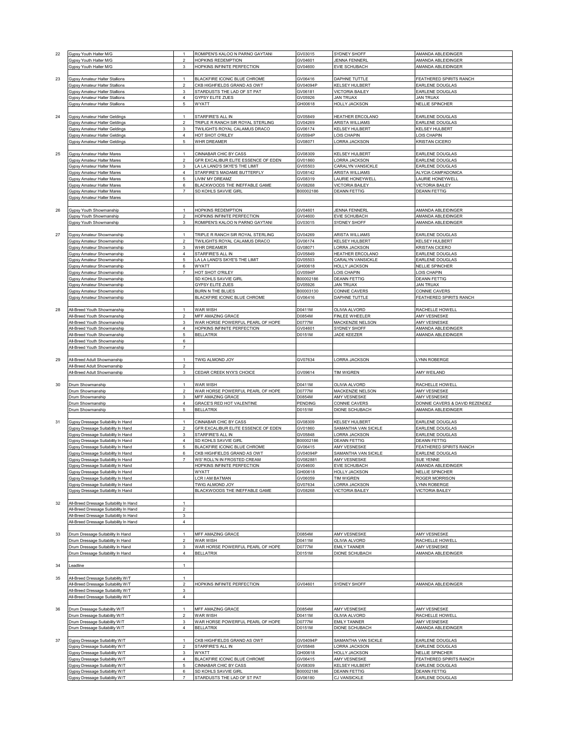| | | | | | | |
|---|---|---|---|---|---|---|
| 22 | Gypsy Youth Halter M/G | 1 | ROMIPEN'S KALOO N PARNO GAYTANI | GV03015 | SYDNEY SHOFF | AMANDA ABLEIDINGER |
| | Gypsy Youth Halter M/G | 2 | HOPKINS REDEMPTION | GV04601 | JENNA FENNERL | AMANDA ABLEIDINGER |
| | Gypsy Youth Halter M/G | 3 | HOPKINS INFINITE PERFECTION | GV04600 | EVIE SCHUBACH | AMANDA ABLEIDINGER |
| | | | | | | |
| 23 | Gypsy Amateur Halter Stallions | 1 | BLACKFIRE ICONIC BLUE CHROME | GV06416 | DAPHNE TUTTLE | FEATHERED SPIRITS RANCH |
| | Gypsy Amateur Halter Stallions | 2 | CKB HIGHFIELDS GRAND AS OWT | GV04094P | KELSEY HULBERT | EARLENE DOUGLAS |
| | Gypsy Amateur Halter Stallions | 3 | STARDUSTS THE LAD OF ST PAT | GV06181 | VICTORIA BAILEY | EARLENE DOUGLAS |
| | Gypsy Amateur Halter Stallions | 4 | GYPSY ELITE ZUES | GV05926 | JAN TRUAX | JAN TRUAX |
| | Gypsy Amateur Halter Stallions | 5 | WYATT | GH00618 | HOLLY JACKSON | NELLIE SPINCHER |
| | | | | | | |
| 24 | Gypsy Amateur Halter Geldings | 1 | STARFIRE'S ALL IN | GV05849 | HEATHER ERCOLANO | EARLENE DOUGLAS |
| | Gypsy Amateur Halter Geldings | 2 | TRIPLE R RANCH SIR ROYAL STERLING | GV04269 | ARISTA WILLIAMS | EARLENE DOUGLAS |
| | Gypsy Amateur Halter Geldings | 3 | TWILIGHTS ROYAL CALAMUS DRACO | GV06174 | KELSEY HULBERT | KELSEY HULBERT |
| | Gypsy Amateur Halter Geldings | 4 | HOT SHOT O'RILEY | GV0594P | LOIS CHAPIN | LOIS CHAPIN |
| | Gypsy Amateur Halter Geldings | 5 | WHR DREAMER | GV08071 | LORRA JACKSON | KRISTAN CICERO |
| | | | | | | |
| 25 | Gypsy Amateur Halter Mares | 1 | CINNABAR CHIC BY CASS | GV08309 | KELSEY HULBERT | EARLENE DOUGLAS |
| | Gypsy Amateur Halter Mares | 2 | GFR EXCALIBUR ELITE ESSENCE OF EDEN | GV01860 | LORRA JACKSON | EARLENE DOUGLAS |
| | Gypsy Amateur Halter Mares | 3 | LA LA LAND'S SKYE'S THE LIMIT | GV05503 | CARALYN VANSICKLE | EARLENE DOUGLAS |
| | Gypsy Amateur Halter Mares | 4 | STARFIRE'S MADAME BUTTERFLY | GV08142 | ARISTA WILLIAMS | ALYCIA CAMPADONICA |
| | Gypsy Amateur Halter Mares | 5 | LIVIN' MY DREAMZ | GV08319 | LAURIE HONEYWELL | LAURIE HONEYWELL |
| | Gypsy Amateur Halter Mares | 6 | BLACKWOODS THE INEFFABLE GAME | GV08268 | VICTORIA BAILEY | VICTORIA BAILEY |
| | Gypsy Amateur Halter Mares | 7 | SD KOHLS SAVVIE GIRL | B00002186 | DEANN FETTIG | DEANN FETTIG |
| | Gypsy Amateur Halter Mares | | | | | |
| | | | | | | |
| 26 | Gypsy Youth Showmanship | 1 | HOPKINS REDEMPTION | GV04601 | JENNA FENNERL | AMANDA ABLEIDINGER |
| | Gypsy Youth Showmanship | 2 | HOPKINS INFINITE PERFECTION | GV04600 | EVIE SCHUBACH | AMANDA ABLEIDINGER |
| | Gypsy Youth Showmanship | 3 | ROMIPEN'S KALOO N PARNO GAYTANI | GV03015 | SYDNEY SHOFF | AMANDA ABLEIDINGER |
| | | | | | | |
| 27 | Gypsy Amateur Showmanship | 1 | TRIPLE R RANCH SIR ROYAL STERLING | GV04269 | ARISTA WILLIAMS | EARLENE DOUGLAS |
| | Gypsy Amateur Showmanship | 2 | TWILIGHTS ROYAL CALAMUS DRACO | GV06174 | KELSEY HULBERT | KELSEY HULBERT |
| | Gypsy Amateur Showmanship | 3 | WHR DREAMER | GV08071 | LORRA JACKSON | KRISTAN CICERO |
| | Gypsy Amateur Showmanship | 4 | STARFIRE'S ALL IN | GV05849 | HEATHER ERCOLANO | EARLENE DOUGLAS |
| | Gypsy Amateur Showmanship | 5 | LA LA LAND'S SKYE'S THE LIMIT | GV05503 | CARALYN VANSICKLE | EARLENE DOUGLAS |
| | Gypsy Amateur Showmanship | 6 | WYATT | GH00618 | HOLLY JACKSON | NELLIE SPINCHER |
| | Gypsy Amateur Showmanship | 7 | HOT SHOT O'RILEY | GV0594P | LOIS CHAPIN | LOIS CHAPIN |
| | Gypsy Amateur Showmanship | | SD KOHLS SAVVIE GIRL | B00002186 | DEANN FETTIG | DEANN FETTIG |
| | Gypsy Amateur Showmanship | | GYPSY ELITE ZUES | GV05926 | JAN TRUAX | JAN TRUAX |
| | Gypsy Amateur Showmanship | | BURN N THE BLUES | B00003130 | CONNIE CAVERS | CONNIE CAVERS |
| | Gypsy Amateur Showmanship | | BLACKFIRE ICONIC BLUE CHROME | GV06416 | DAPHNE TUTTLE | FEATHERED SPIRITS RANCH |
| | | | | | | |
| 28 | All-Breed Youth Showmanship | 1 | WAR WISH | D0411M | OLIVIA ALVORD | RACHELLE HOWELL |
| | All-Breed Youth Showmanship | 2 | MFF AMAZING GRACE | D0854M | FINLEE WHEELER | AMY VESNESKE |
| | All-Breed Youth Showmanship | 3 | WAR HORSE POWERFUL PEARL OF HOPE | D0777M | MACKENZIE NELSON | AMY VESNESKE |
| | All-Breed Youth Showmanship | 4 | HOPKINS INFINITE PERFECTION | GV04601 | SYDNEY SHOFF | AMANDA ABLEIDINGER |
| | All-Breed Youth Showmanship | 5 | BELLATRIX | D0151M | JADE KEEZER | AMANDA ABLEIDINGER |
| | All-Breed Youth Showmanship | 6 | | | | |
| | All-Breed Youth Showmanship | 7 | | | | |
| | | | | | | |
| 29 | All-Breed Adult Showmanship | 1 | TWIG ALMOND JOY | GV07634 | LORRA JACKSON | LYNN ROBERGE |
| | All-Breed Adult Showmanship | 2 | | | | |
| | All-Breed Adult Showmanship | 3 | CEDAR CREEK NYX'S CHOICE | GV09614 | TIM WIGREN | AMY WEILAND |
| | | | | | | |
| 30 | Drum Showmanship | 1 | WAR WISH | D0411M | OLIVIA ALVORD | RACHELLE HOWELL |
| | Drum Showmanship | 2 | WAR HORSE POWERFUL PEARL OF HOPE | D0777M | MACKENZIE NELSON | AMY VESNESKE |
| | Drum Showmanship | 3 | MFF AMAZING GRACE | D0854M | AMY VESNESKE | AMY VESNESKE |
| | Drum Showmanship | 4 | GRACE'S RED HOT VALENTINE | PENDING | CONNIE CAVERS | DONNIE CAVERS & DAVID REZENDEZ |
| | Drum Showmanship | 5 | BELLATRIX | D0151M | DIONE SCHUBACH | AMANDA ABLEIDINGER |
| | | | | | | |
| 31 | Gypsy Dressage Suitability In Hand | 1 | CINNABAR CHIC BY CASS | GV08309 | KELSEY HULBERT | EARLENE DOUGLAS |
| | Gypsy Dressage Suitability In Hand | 2 | GFR EXCALIBUR ELITE ESSENCE OF EDEN | GV01860 | SAMANTHA VAN SICKLE | EARLENE DOUGLAS |
| | Gypsy Dressage Suitability In Hand | 3 | STARFIRE'S ALL IN | GV05848 | LORRA JACKSON | EARLENE DOUGLAS |
| | Gypsy Dressage Suitability In Hand | 4 | SD KOHLS SAVVIE GIRL | B00002186 | DEANN FETTIG | DEANN FETTIG |
| | Gypsy Dressage Suitability In Hand | 5 | BLACKFIRE ICONIC BLUE CHROME | GV06415 | AMY VESNESKE | FEATHERED SPIRITS RANCH |
| | Gypsy Dressage Suitability In Hand | 6 | CKB HIGHFIELDS GRAND AS OWT | GV04094P | SAMANTHA VAN SICKLE | EARLENE DOUGLAS |
| | Gypsy Dressage Suitability In Hand | 7 | WS' ROLL'N IN FROSTED CREAM | GV082881 | AMY VESNESKE | SUE YENNE |
| | Gypsy Dressage Suitability In Hand | | HOPKINS INFINITE PERFECTION | GV04600 | EVIE SCHUBACH | AMANDA ABLEIDINGER |
| | Gypsy Dressage Suitability In Hand | | WYATT | GH00618 | HOLLY JACKSON | NELLIE SPINCHER |
| | Gypsy Dressage Suitability In Hand | | LCR I AM BATMAN | GV06059 | TIM WIGREN | ROGER MORRISON |
| | Gypsy Dressage Suitability In Hand | | TWIG ALMOND JOY | GV07634 | LORRA JACKSON | LYNN ROBERGE |
| | Gypsy Dressage Suitability In Hand | | BLACKWOODS THE INEFFABLE GAME | GV08268 | VICTORIA BAILEY | VICTORIA BAILEY |
| | | | | | | |
| 32 | All-Breed Dressage Suitability In Hand | 1 | | | | |
| | All-Breed Dressage Suitability In Hand | 2 | | | | |
| | All-Breed Dressage Suitability In Hand | 3 | | | | |
| | All-Breed Dressage Suitability In Hand | 4 | | | | |
| | | | | | | |
| 33 | Drum Dressage Suitability In Hand | 1 | MFF AMAZING GRACE | D0854M | AMY VESNESKE | AMY VESNESKE |
| | Drum Dressage Suitability In Hand | 2 | WAR WISH | D0411M | OLIVIA ALVORD | RACHELLE HOWELL |
| | Drum Dressage Suitability In Hand | 3 | WAR HORSE POWERFUL PEARL OF HOPE | D0777M | EMILY TANNER | AMY VESNESKE |
| | Drum Dressage Suitability In Hand | 4 | BELLATRIX | D0151M | DIONE SCHUBACH | AMANDA ABLEIDINGER |
| | | | | | | |
| 34 | Leadline | 1 | | | | |
| | | | | | | |
| 35 | All-Breed Dressage Suitability W/T | 1 | | | | |
| | All-Breed Dressage Suitability W/T | 2 | HOPKINS INFINITE PERFECTION | GV04601 | SYDNEY SHOFF | AMANDA ABLEIDINGER |
| | All-Breed Dressage Suitability W/T | 3 | | | | |
| | All-Breed Dressage Suitability W/T | 4 | | | | |
| | | | | | | |
| 36 | Drum Dressage Suitability W/T | 1 | MFF AMAZING GRACE | D0854M | AMY VESNESKE | AMY VESNESKE |
| | Drum Dressage Suitability W/T | 2 | WAR WISH | D0411M | OLIVIA ALVORD | RACHELLE HOWELL |
| | Drum Dressage Suitability W/T | 3 | WAR HORSE POWERFUL PEARL OF HOPE | D0777M | EMILY TANNER | AMY VESNESKE |
| | Drum Dressage Suitability W/T | 4 | BELLATRIX | D0151M | DIONE SCHUBACH | AMANDA ABLEIDINGER |
| | | | | | | |
| 37 | Gypsy Dressage Suitability W/T | 1 | CKB HIGHFIELDS GRAND AS OWT | GV04094P | SAMANTHA VAN SICKLE | EARLENE DOUGLAS |
| | Gypsy Dressage Suitability W/T | 2 | STARFIRE'S ALL IN | GV05848 | LORRA JACKSON | EARLENE DOUGLAS |
| | Gypsy Dressage Suitability W/T | 3 | WYATT | GH00618 | HOLLY JACKSON | NELLIE SPINCHER |
| | Gypsy Dressage Suitability W/T | 4 | BLACKFIRE ICONIC BLUE CHROME | GV06415 | AMY VESNESKE | FEATHERED SPIRITS RANCH |
| | Gypsy Dressage Suitability W/T | 5 | CINNABAR CHIC BY CASS | GV08309 | KELSEY HULBERT | EARLENE DOUGLAS |
| | Gypsy Dressage Suitability W/T | 6 | SD KOHLS SAVVIE GIRL | B00002186 | DEANN FETTIG | DEANN FETTIG |
| | Gypsy Dressage Suitability W/T | 7 | STARDUSTS THE LAD OF ST PAT | GV06180 | CJ VANSICKLE | EARLENE DOUGLAS |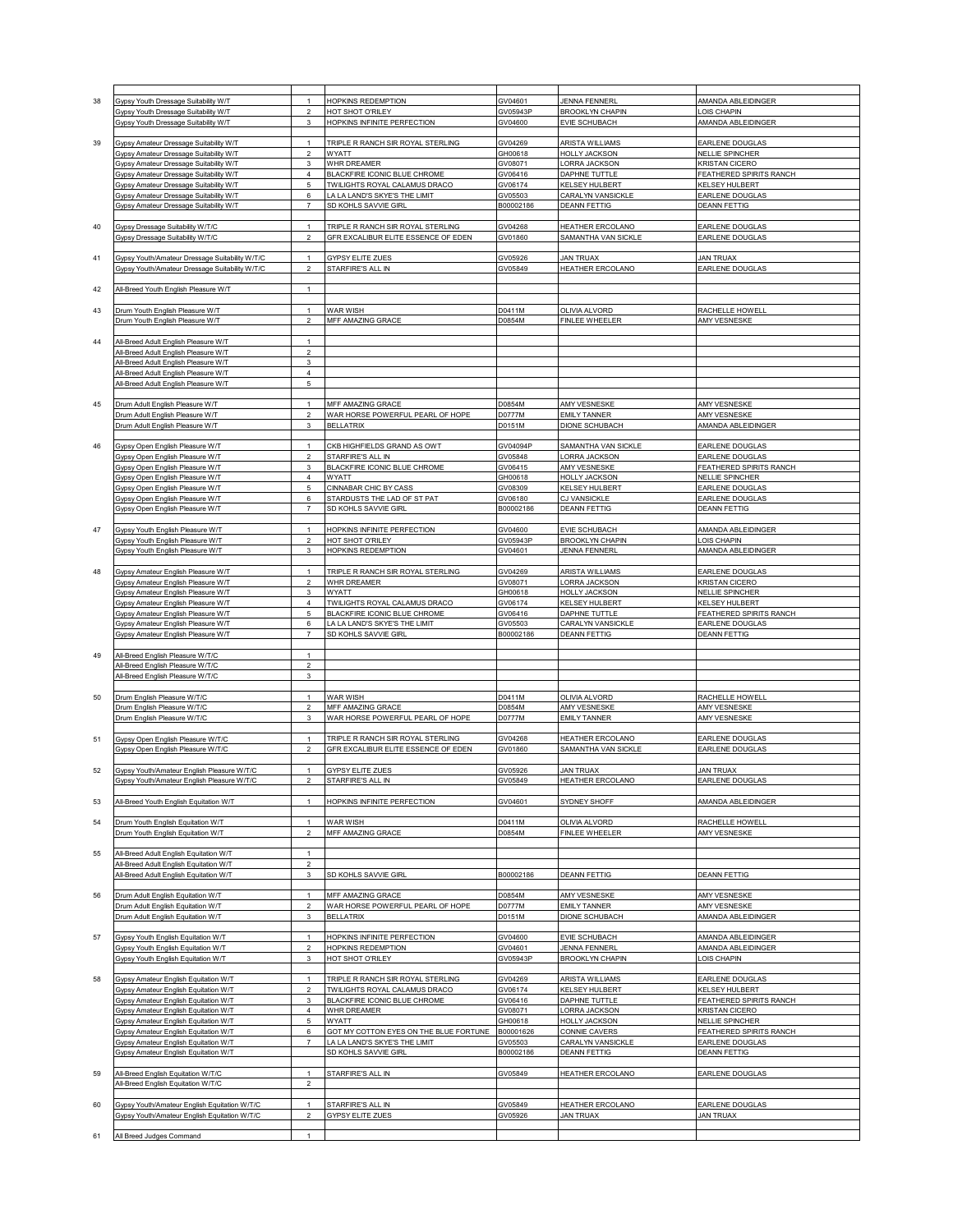| | | | | | | |
|---|---|---|---|---|---|---|
| 38 | Gypsy Youth Dressage Suitability W/T | 1 | HOPKINS REDEMPTION | GV04601 | JENNA FENNERL | AMANDA ABLEIDINGER |
| | Gypsy Youth Dressage Suitability W/T | 2 | HOT SHOT O'RILEY | GV05943P | BROOKLYN CHAPIN | LOIS CHAPIN |
| | Gypsy Youth Dressage Suitability W/T | 3 | HOPKINS INFINITE PERFECTION | GV04600 | EVIE SCHUBACH | AMANDA ABLEIDINGER |
| | | | | | | |
| 39 | Gypsy Amateur Dressage Suitability W/T | 1 | TRIPLE R RANCH SIR ROYAL STERLING | GV04269 | ARISTA WILLIAMS | EARLENE DOUGLAS |
| | Gypsy Amateur Dressage Suitability W/T | 2 | WYATT | GH00618 | HOLLY JACKSON | NELLIE SPINCHER |
| | Gypsy Amateur Dressage Suitability W/T | 3 | WHR DREAMER | GV08071 | LORRA JACKSON | KRISTAN CICERO |
| | Gypsy Amateur Dressage Suitability W/T | 4 | BLACKFIRE ICONIC BLUE CHROME | GV06416 | DAPHNE TUTTLE | FEATHERED SPIRITS RANCH |
| | Gypsy Amateur Dressage Suitability W/T | 5 | TWILIGHTS ROYAL CALAMUS DRACO | GV06174 | KELSEY HULBERT | KELSEY HULBERT |
| | Gypsy Amateur Dressage Suitability W/T | 6 | LA LA LAND'S SKYE'S THE LIMIT | GV05503 | CARALYN VANSICKLE | EARLENE DOUGLAS |
| | Gypsy Amateur Dressage Suitability W/T | 7 | SD KOHLS SAVVIE GIRL | B00002186 | DEANN FETTIG | DEANN FETTIG |
| | | | | | | |
| 40 | Gypsy Dressage Suitability W/T/C | 1 | TRIPLE R RANCH SIR ROYAL STERLING | GV04268 | HEATHER ERCOLANO | EARLENE DOUGLAS |
| | Gypsy Dressage Suitability W/T/C | 2 | GFR EXCALIBUR ELITE ESSENCE OF EDEN | GV01860 | SAMANTHA VAN SICKLE | EARLENE DOUGLAS |
| | | | | | | |
| 41 | Gypsy Youth/Amateur Dressage Suitability W/T/C | 1 | GYPSY ELITE ZUES | GV05926 | JAN TRUAX | JAN TRUAX |
| | Gypsy Youth/Amateur Dressage Suitability W/T/C | 2 | STARFIRE'S ALL IN | GV05849 | HEATHER ERCOLANO | EARLENE DOUGLAS |
| | | | | | | |
| 42 | All-Breed Youth English Pleasure W/T | 1 | | | | |
| | | | | | | |
| 43 | Drum Youth English Pleasure W/T | 1 | WAR WISH | D0411M | OLIVIA ALVORD | RACHELLE HOWELL |
| | Drum Youth English Pleasure W/T | 2 | MFF AMAZING GRACE | D0854M | FINLEE WHEELER | AMY VESNESKE |
| | | | | | | |
| 44 | All-Breed Adult English Pleasure W/T | 1 | | | | |
| | All-Breed Adult English Pleasure W/T | 2 | | | | |
| | All-Breed Adult English Pleasure W/T | 3 | | | | |
| | All-Breed Adult English Pleasure W/T | 4 | | | | |
| | All-Breed Adult English Pleasure W/T | 5 | | | | |
| | | | | | | |
| 45 | Drum Adult English Pleasure W/T | 1 | MFF AMAZING GRACE | D0854M | AMY VESNESKE | AMY VESNESKE |
| | Drum Adult English Pleasure W/T | 2 | WAR HORSE POWERFUL PEARL OF HOPE | D0777M | EMILY TANNER | AMY VESNESKE |
| | Drum Adult English Pleasure W/T | 3 | BELLATRIX | D0151M | DIONE SCHUBACH | AMANDA ABLEIDINGER |
| | | | | | | |
| 46 | Gypsy Open English Pleasure W/T | 1 | CKB HIGHFIELDS GRAND AS OWT | GV04094P | SAMANTHA VAN SICKLE | EARLENE DOUGLAS |
| | Gypsy Open English Pleasure W/T | 2 | STARFIRE'S ALL IN | GV05848 | LORRA JACKSON | EARLENE DOUGLAS |
| | Gypsy Open English Pleasure W/T | 3 | BLACKFIRE ICONIC BLUE CHROME | GV06415 | AMY VESNESKE | FEATHERED SPIRITS RANCH |
| | Gypsy Open English Pleasure W/T | 4 | WYATT | GH00618 | HOLLY JACKSON | NELLIE SPINCHER |
| | Gypsy Open English Pleasure W/T | 5 | CINNABAR CHIC BY CASS | GV08309 | KELSEY HULBERT | EARLENE DOUGLAS |
| | Gypsy Open English Pleasure W/T | 6 | STARDUSTS THE LAD OF ST PAT | GV06180 | CJ VANSICKLE | EARLENE DOUGLAS |
| | Gypsy Open English Pleasure W/T | 7 | SD KOHLS SAVVIE GIRL | B00002186 | DEANN FETTIG | DEANN FETTIG |
| | | | | | | |
| 47 | Gypsy Youth English Pleasure W/T | 1 | HOPKINS INFINITE PERFECTION | GV04600 | EVIE SCHUBACH | AMANDA ABLEIDINGER |
| | Gypsy Youth English Pleasure W/T | 2 | HOT SHOT O'RILEY | GV05943P | BROOKLYN CHAPIN | LOIS CHAPIN |
| | Gypsy Youth English Pleasure W/T | 3 | HOPKINS REDEMPTION | GV04601 | JENNA FENNERL | AMANDA ABLEIDINGER |
| | | | | | | |
| 48 | Gypsy Amateur English Pleasure W/T | 1 | TRIPLE R RANCH SIR ROYAL STERLING | GV04269 | ARISTA WILLIAMS | EARLENE DOUGLAS |
| | Gypsy Amateur English Pleasure W/T | 2 | WHR DREAMER | GV08071 | LORRA JACKSON | KRISTAN CICERO |
| | Gypsy Amateur English Pleasure W/T | 3 | WYATT | GH00618 | HOLLY JACKSON | NELLIE SPINCHER |
| | Gypsy Amateur English Pleasure W/T | 4 | TWILIGHTS ROYAL CALAMUS DRACO | GV06174 | KELSEY HULBERT | KELSEY HULBERT |
| | Gypsy Amateur English Pleasure W/T | 5 | BLACKFIRE ICONIC BLUE CHROME | GV06416 | DAPHNE TUTTLE | FEATHERED SPIRITS RANCH |
| | Gypsy Amateur English Pleasure W/T | 6 | LA LA LAND'S SKYE'S THE LIMIT | GV05503 | CARALYN VANSICKLE | EARLENE DOUGLAS |
| | Gypsy Amateur English Pleasure W/T | 7 | SD KOHLS SAVVIE GIRL | B00002186 | DEANN FETTIG | DEANN FETTIG |
| | | | | | | |
| 49 | All-Breed English Pleasure W/T/C | 1 | | | | |
| | All-Breed English Pleasure W/T/C | 2 | | | | |
| | All-Breed English Pleasure W/T/C | 3 | | | | |
| | | | | | | |
| 50 | Drum English Pleasure W/T/C | 1 | WAR WISH | D0411M | OLIVIA ALVORD | RACHELLE HOWELL |
| | Drum English Pleasure W/T/C | 2 | MFF AMAZING GRACE | D0854M | AMY VESNESKE | AMY VESNESKE |
| | Drum English Pleasure W/T/C | 3 | WAR HORSE POWERFUL PEARL OF HOPE | D0777M | EMILY TANNER | AMY VESNESKE |
| | | | | | | |
| 51 | Gypsy Open English Pleasure W/T/C | 1 | TRIPLE R RANCH SIR ROYAL STERLING | GV04268 | HEATHER ERCOLANO | EARLENE DOUGLAS |
| | Gypsy Open English Pleasure W/T/C | 2 | GFR EXCALIBUR ELITE ESSENCE OF EDEN | GV01860 | SAMANTHA VAN SICKLE | EARLENE DOUGLAS |
| | | | | | | |
| 52 | Gypsy Youth/Amateur English Pleasure W/T/C | 1 | GYPSY ELITE ZUES | GV05926 | JAN TRUAX | JAN TRUAX |
| | Gypsy Youth/Amateur English Pleasure W/T/C | 2 | STARFIRE'S ALL IN | GV05849 | HEATHER ERCOLANO | EARLENE DOUGLAS |
| | | | | | | |
| 53 | All-Breed Youth English Equitation W/T | 1 | HOPKINS INFINITE PERFECTION | GV04601 | SYDNEY SHOFF | AMANDA ABLEIDINGER |
| | | | | | | |
| 54 | Drum Youth English Equitation W/T | 1 | WAR WISH | D0411M | OLIVIA ALVORD | RACHELLE HOWELL |
| | Drum Youth English Equitation W/T | 2 | MFF AMAZING GRACE | D0854M | FINLEE WHEELER | AMY VESNESKE |
| | | | | | | |
| 55 | All-Breed Adult English Equitation W/T | 1 | | | | |
| | All-Breed Adult English Equitation W/T | 2 | | | | |
| | All-Breed Adult English Equitation W/T | 3 | SD KOHLS SAVVIE GIRL | B00002186 | DEANN FETTIG | DEANN FETTIG |
| | | | | | | |
| 56 | Drum Adult English Equitation W/T | 1 | MFF AMAZING GRACE | D0854M | AMY VESNESKE | AMY VESNESKE |
| | Drum Adult English Equitation W/T | 2 | WAR HORSE POWERFUL PEARL OF HOPE | D0777M | EMILY TANNER | AMY VESNESKE |
| | Drum Adult English Equitation W/T | 3 | BELLATRIX | D0151M | DIONE SCHUBACH | AMANDA ABLEIDINGER |
| | | | | | | |
| 57 | Gypsy Youth English Equitation W/T | 1 | HOPKINS INFINITE PERFECTION | GV04600 | EVIE SCHUBACH | AMANDA ABLEIDINGER |
| | Gypsy Youth English Equitation W/T | 2 | HOPKINS REDEMPTION | GV04601 | JENNA FENNERL | AMANDA ABLEIDINGER |
| | Gypsy Youth English Equitation W/T | 3 | HOT SHOT O'RILEY | GV05943P | BROOKLYN CHAPIN | LOIS CHAPIN |
| | | | | | | |
| 58 | Gypsy Amateur English Equitation W/T | 1 | TRIPLE R RANCH SIR ROYAL STERLING | GV04269 | ARISTA WILLIAMS | EARLENE DOUGLAS |
| | Gypsy Amateur English Equitation W/T | 2 | TWILIGHTS ROYAL CALAMUS DRACO | GV06174 | KELSEY HULBERT | KELSEY HULBERT |
| | Gypsy Amateur English Equitation W/T | 3 | BLACKFIRE ICONIC BLUE CHROME | GV06416 | DAPHNE TUTTLE | FEATHERED SPIRITS RANCH |
| | Gypsy Amateur English Equitation W/T | 4 | WHR DREAMER | GV08071 | LORRA JACKSON | KRISTAN CICERO |
| | Gypsy Amateur English Equitation W/T | 5 | WYATT | GH00618 | HOLLY JACKSON | NELLIE SPINCHER |
| | Gypsy Amateur English Equitation W/T | 6 | GOT MY COTTON EYES ON THE BLUE FORTUNE | B00001626 | CONNIE CAVERS | FEATHERED SPIRITS RANCH |
| | Gypsy Amateur English Equitation W/T | 7 | LA LA LAND'S SKYE'S THE LIMIT | GV05503 | CARALYN VANSICKLE | EARLENE DOUGLAS |
| | Gypsy Amateur English Equitation W/T | | SD KOHLS SAVVIE GIRL | B00002186 | DEANN FETTIG | DEANN FETTIG |
| | | | | | | |
| 59 | All-Breed English Equitation W/T/C | 1 | STARFIRE'S ALL IN | GV05849 | HEATHER ERCOLANO | EARLENE DOUGLAS |
| | All-Breed English Equitation W/T/C | 2 | | | | |
| | | | | | | |
| 60 | Gypsy Youth/Amateur English Equitation W/T/C | 1 | STARFIRE'S ALL IN | GV05849 | HEATHER ERCOLANO | EARLENE DOUGLAS |
| | Gypsy Youth/Amateur English Equitation W/T/C | 2 | GYPSY ELITE ZUES | GV05926 | JAN TRUAX | JAN TRUAX |
| | | | | | | |
| 61 | All Breed Judges Command | 1 | | | | |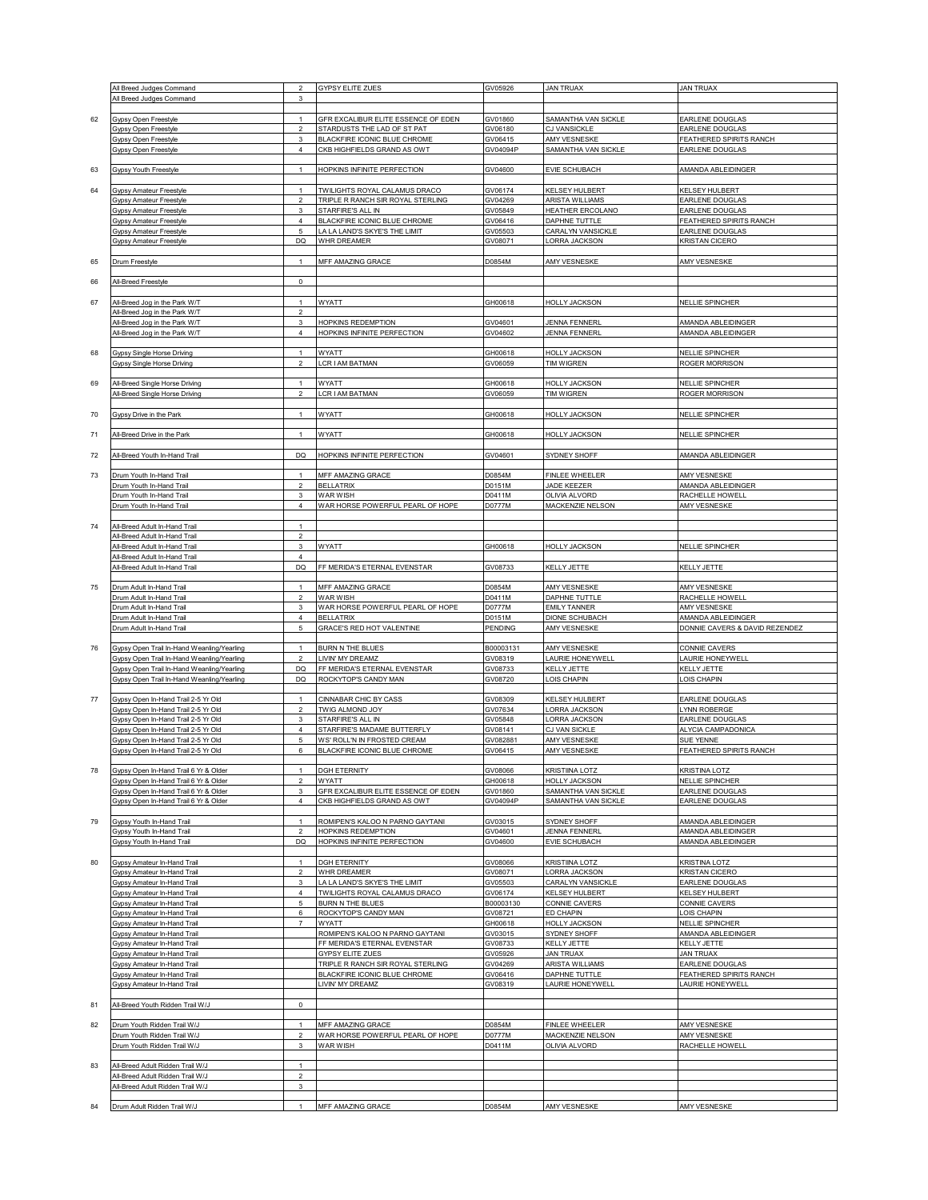| | | | | | | |
|---|---|---|---|---|---|---|
| | All Breed Judges Command | 2 | GYPSY ELITE ZUES | GV05926 | JAN TRUAX | JAN TRUAX |
| | All Breed Judges Command | 3 | | | | |
| | | | | | | |
| 62 | Gypsy Open Freestyle | 1 | GFR EXCALIBUR ELITE ESSENCE OF EDEN | GV01860 | SAMANTHA VAN SICKLE | EARLENE DOUGLAS |
| | Gypsy Open Freestyle | 2 | STARDUSTS THE LAD OF ST PAT | GV06180 | CJ VANSICKLE | EARLENE DOUGLAS |
| | Gypsy Open Freestyle | 3 | BLACKFIRE ICONIC BLUE CHROME | GV06415 | AMY VESNESKE | FEATHERED SPIRITS RANCH |
| | Gypsy Open Freestyle | 4 | CKB HIGHFIELDS GRAND AS OWT | GV04094P | SAMANTHA VAN SICKLE | EARLENE DOUGLAS |
| | | | | | | |
| 63 | Gypsy Youth Freestyle | 1 | HOPKINS INFINITE PERFECTION | GV04600 | EVIE SCHUBACH | AMANDA ABLEIDINGER |
| | | | | | | |
| 64 | Gypsy Amateur Freestyle | 1 | TWILIGHTS ROYAL CALAMUS DRACO | GV06174 | KELSEY HULBERT | KELSEY HULBERT |
| | Gypsy Amateur Freestyle | 2 | TRIPLE R RANCH SIR ROYAL STERLING | GV04269 | ARISTA WILLIAMS | EARLENE DOUGLAS |
| | Gypsy Amateur Freestyle | 3 | STARFIRE'S ALL IN | GV05849 | HEATHER ERCOLANO | EARLENE DOUGLAS |
| | Gypsy Amateur Freestyle | 4 | BLACKFIRE ICONIC BLUE CHROME | GV06416 | DAPHNE TUTTLE | FEATHERED SPIRITS RANCH |
| | Gypsy Amateur Freestyle | 5 | LA LA LAND'S SKYE'S THE LIMIT | GV05503 | CARALYN VANSICKLE | EARLENE DOUGLAS |
| | Gypsy Amateur Freestyle | DQ | WHR DREAMER | GV08071 | LORRA JACKSON | KRISTAN CICERO |
| | | | | | | |
| 65 | Drum Freestyle | 1 | MFF AMAZING GRACE | D0854M | AMY VESNESKE | AMY VESNESKE |
| | | | | | | |
| 66 | All-Breed Freestyle | 0 | | | | |
| | | | | | | |
| 67 | All-Breed Jog in the Park W/T | 1 | WYATT | GH00618 | HOLLY JACKSON | NELLIE SPINCHER |
| | All-Breed Jog in the Park W/T | 2 | | | | |
| | All-Breed Jog in the Park W/T | 3 | HOPKINS REDEMPTION | GV04601 | JENNA FENNERL | AMANDA ABLEIDINGER |
| | All-Breed Jog in the Park W/T | 4 | HOPKINS INFINITE PERFECTION | GV04602 | JENNA FENNERL | AMANDA ABLEIDINGER |
| | | | | | | |
| 68 | Gypsy Single Horse Driving | 1 | WYATT | GH00618 | HOLLY JACKSON | NELLIE SPINCHER |
| | Gypsy Single Horse Driving | 2 | LCR I AM BATMAN | GV06059 | TIM WIGREN | ROGER MORRISON |
| | | | | | | |
| 69 | All-Breed Single Horse Driving | 1 | WYATT | GH00618 | HOLLY JACKSON | NELLIE SPINCHER |
| | All-Breed Single Horse Driving | 2 | LCR I AM BATMAN | GV06059 | TIM WIGREN | ROGER MORRISON |
| | | | | | | |
| 70 | Gypsy Drive in the Park | 1 | WYATT | GH00618 | HOLLY JACKSON | NELLIE SPINCHER |
| | | | | | | |
| 71 | All-Breed Drive in the Park | 1 | WYATT | GH00618 | HOLLY JACKSON | NELLIE SPINCHER |
| | | | | | | |
| 72 | All-Breed Youth In-Hand Trail | DQ | HOPKINS INFINITE PERFECTION | GV04601 | SYDNEY SHOFF | AMANDA ABLEIDINGER |
| | | | | | | |
| 73 | Drum Youth In-Hand Trail | 1 | MFF AMAZING GRACE | D0854M | FINLEE WHEELER | AMY VESNESKE |
| | Drum Youth In-Hand Trail | 2 | BELLATRIX | D0151M | JADE KEEZER | AMANDA ABLEIDINGER |
| | Drum Youth In-Hand Trail | 3 | WAR WISH | D0411M | OLIVIA ALVORD | RACHELLE HOWELL |
| | Drum Youth In-Hand Trail | 4 | WAR HORSE POWERFUL PEARL OF HOPE | D0777M | MACKENZIE NELSON | AMY VESNESKE |
| | | | | | | |
| 74 | All-Breed Adult In-Hand Trail | 1 | | | | |
| | All-Breed Adult In-Hand Trail | 2 | | | | |
| | All-Breed Adult In-Hand Trail | 3 | WYATT | GH00618 | HOLLY JACKSON | NELLIE SPINCHER |
| | All-Breed Adult In-Hand Trail | 4 | | | | |
| | All-Breed Adult In-Hand Trail | DQ | FF MERIDA'S ETERNAL EVENSTAR | GV08733 | KELLY JETTE | KELLY JETTE |
| | | | | | | |
| 75 | Drum Adult In-Hand Trail | 1 | MFF AMAZING GRACE | D0854M | AMY VESNESKE | AMY VESNESKE |
| | Drum Adult In-Hand Trail | 2 | WAR WISH | D0411M | DAPHNE TUTTLE | RACHELLE HOWELL |
| | Drum Adult In-Hand Trail | 3 | WAR HORSE POWERFUL PEARL OF HOPE | D0777M | EMILY TANNER | AMY VESNESKE |
| | Drum Adult In-Hand Trail | 4 | BELLATRIX | D0151M | DIONE SCHUBACH | AMANDA ABLEIDINGER |
| | Drum Adult In-Hand Trail | 5 | GRACE'S RED HOT VALENTINE | PENDING | AMY VESNESKE | DONNIE CAVERS & DAVID REZENDEZ |
| | | | | | | |
| 76 | Gypsy Open Trail In-Hand Weanling/Yearling | 1 | BURN N THE BLUES | B00003131 | AMY VESNESKE | CONNIE CAVERS |
| | Gypsy Open Trail In-Hand Weanling/Yearling | 2 | LIVIN' MY DREAMZ | GV08319 | LAURIE HONEYWELL | LAURIE HONEYWELL |
| | Gypsy Open Trail In-Hand Weanling/Yearling | DQ | FF MERIDA'S ETERNAL EVENSTAR | GV08733 | KELLY JETTE | KELLY JETTE |
| | Gypsy Open Trail In-Hand Weanling/Yearling | DQ | ROCKYTOP'S CANDY MAN | GV08720 | LOIS CHAPIN | LOIS CHAPIN |
| | | | | | | |
| 77 | Gypsy Open In-Hand Trail 2-5 Yr Old | 1 | CINNABAR CHIC BY CASS | GV08309 | KELSEY HULBERT | EARLENE DOUGLAS |
| | Gypsy Open In-Hand Trail 2-5 Yr Old | 2 | TWIG ALMOND JOY | GV07634 | LORRA JACKSON | LYNN ROBERGE |
| | Gypsy Open In-Hand Trail 2-5 Yr Old | 3 | STARFIRE'S ALL IN | GV05848 | LORRA JACKSON | EARLENE DOUGLAS |
| | Gypsy Open In-Hand Trail 2-5 Yr Old | 4 | STARFIRE'S MADAME BUTTERFLY | GV08141 | CJ VAN SICKLE | ALYCIA CAMPADONICA |
| | Gypsy Open In-Hand Trail 2-5 Yr Old | 5 | WS' ROLL'N IN FROSTED CREAM | GV082881 | AMY VESNESKE | SUE YENNE |
| | Gypsy Open In-Hand Trail 2-5 Yr Old | 6 | BLACKFIRE ICONIC BLUE CHROME | GV06415 | AMY VESNESKE | FEATHERED SPIRITS RANCH |
| | | | | | | |
| 78 | Gypsy Open In-Hand Trail 6 Yr & Older | 1 | DGH ETERNITY | GV08066 | KRISTIINA LOTZ | KRISTINA LOTZ |
| | Gypsy Open In-Hand Trail 6 Yr & Older | 2 | WYATT | GH00618 | HOLLY JACKSON | NELLIE SPINCHER |
| | Gypsy Open In-Hand Trail 6 Yr & Older | 3 | GFR EXCALIBUR ELITE ESSENCE OF EDEN | GV01860 | SAMANTHA VAN SICKLE | EARLENE DOUGLAS |
| | Gypsy Open In-Hand Trail 6 Yr & Older | 4 | CKB HIGHFIELDS GRAND AS OWT | GV04094P | SAMANTHA VAN SICKLE | EARLENE DOUGLAS |
| | | | | | | |
| 79 | Gypsy Youth In-Hand Trail | 1 | ROMIPEN'S KALOO N PARNO GAYTANI | GV03015 | SYDNEY SHOFF | AMANDA ABLEIDINGER |
| | Gypsy Youth In-Hand Trail | 2 | HOPKINS REDEMPTION | GV04601 | JENNA FENNERL | AMANDA ABLEIDINGER |
| | Gypsy Youth In-Hand Trail | DQ | HOPKINS INFINITE PERFECTION | GV04600 | EVIE SCHUBACH | AMANDA ABLEIDINGER |
| | | | | | | |
| 80 | Gypsy Amateur In-Hand Trail | 1 | DGH ETERNITY | GV08066 | KRISTIINA LOTZ | KRISTINA LOTZ |
| | Gypsy Amateur In-Hand Trail | 2 | WHR DREAMER | GV08071 | LORRA JACKSON | KRISTAN CICERO |
| | Gypsy Amateur In-Hand Trail | 3 | LA LA LAND'S SKYE'S THE LIMIT | GV05503 | CARALYN VANSICKLE | EARLENE DOUGLAS |
| | Gypsy Amateur In-Hand Trail | 4 | TWILIGHTS ROYAL CALAMUS DRACO | GV06174 | KELSEY HULBERT | KELSEY HULBERT |
| | Gypsy Amateur In-Hand Trail | 5 | BURN N THE BLUES | B00003130 | CONNIE CAVERS | CONNIE CAVERS |
| | Gypsy Amateur In-Hand Trail | 6 | ROCKYTOP'S CANDY MAN | GV08721 | ED CHAPIN | LOIS CHAPIN |
| | Gypsy Amateur In-Hand Trail | 7 | WYATT | GH00618 | HOLLY JACKSON | NELLIE SPINCHER |
| | Gypsy Amateur In-Hand Trail | | ROMIPEN'S KALOO N PARNO GAYTANI | GV03015 | SYDNEY SHOFF | AMANDA ABLEIDINGER |
| | Gypsy Amateur In-Hand Trail | | FF MERIDA'S ETERNAL EVENSTAR | GV08733 | KELLY JETTE | KELLY JETTE |
| | Gypsy Amateur In-Hand Trail | | GYPSY ELITE ZUES | GV05926 | JAN TRUAX | JAN TRUAX |
| | Gypsy Amateur In-Hand Trail | | TRIPLE R RANCH SIR ROYAL STERLING | GV04269 | ARISTA WILLIAMS | EARLENE DOUGLAS |
| | Gypsy Amateur In-Hand Trail | | BLACKFIRE ICONIC BLUE CHROME | GV06416 | DAPHNE TUTTLE | FEATHERED SPIRITS RANCH |
| | Gypsy Amateur In-Hand Trail | | LIVIN' MY DREAMZ | GV08319 | LAURIE HONEYWELL | LAURIE HONEYWELL |
| | | | | | | |
| 81 | All-Breed Youth Ridden Trail W/J | 0 | | | | |
| | | | | | | |
| 82 | Drum Youth Ridden Trail W/J | 1 | MFF AMAZING GRACE | D0854M | FINLEE WHEELER | AMY VESNESKE |
| | Drum Youth Ridden Trail W/J | 2 | WAR HORSE POWERFUL PEARL OF HOPE | D0777M | MACKENZIE NELSON | AMY VESNESKE |
| | Drum Youth Ridden Trail W/J | 3 | WAR WISH | D0411M | OLIVIA ALVORD | RACHELLE HOWELL |
| | | | | | | |
| 83 | All-Breed Adult Ridden Trail W/J | 1 | | | | |
| | All-Breed Adult Ridden Trail W/J | 2 | | | | |
| | All-Breed Adult Ridden Trail W/J | 3 | | | | |
| | | | | | | |
| 84 | Drum Adult Ridden Trail W/J | 1 | MFF AMAZING GRACE | D0854M | AMY VESNESKE | AMY VESNESKE |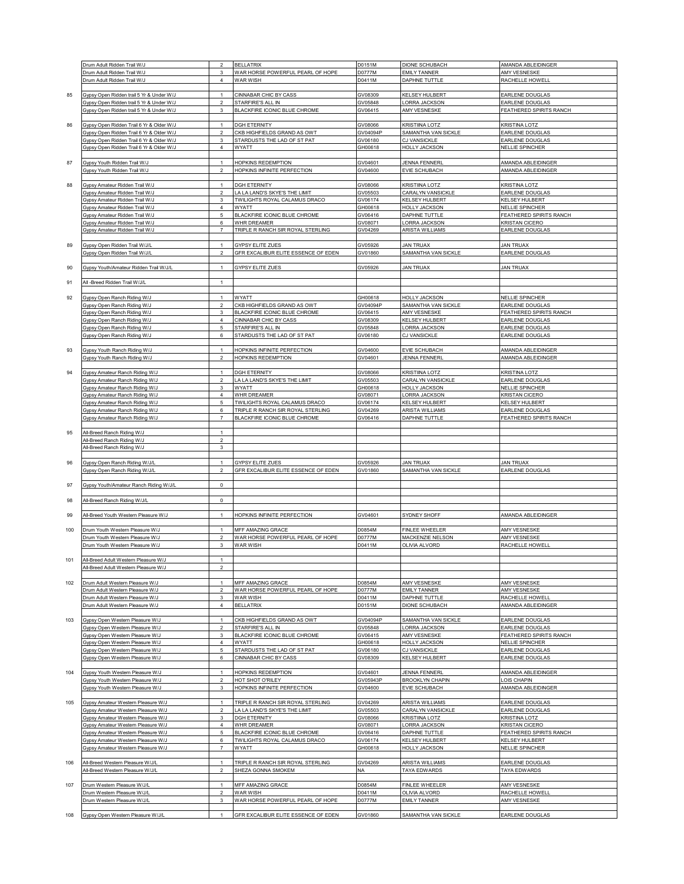| | | | | | | |
|---|---|---|---|---|---|---|
| | Drum Adult Ridden Trail W/J | 2 | BELLATRIX | D0151M | DIONE SCHUBACH | AMANDA ABLEIDINGER |
| | Drum Adult Ridden Trail W/J | 3 | WAR HORSE POWERFUL PEARL OF HOPE | D0777M | EMILY TANNER | AMY VESNESKE |
| | Drum Adult Ridden Trail W/J | 4 | WAR WISH | D0411M | DAPHNE TUTTLE | RACHELLE HOWELL |
| | | | | | | |
| 85 | Gypsy Open Ridden trail 5 Yr & Under W/J | 1 | CINNABAR CHIC BY CASS | GV08309 | KELSEY HULBERT | EARLENE DOUGLAS |
| | Gypsy Open Ridden trail 5 Yr & Under W/J | 2 | STARFIRE'S ALL IN | GV05848 | LORRA JACKSON | EARLENE DOUGLAS |
| | Gypsy Open Ridden trail 5 Yr & Under W/J | 3 | BLACKFIRE ICONIC BLUE CHROME | GV06415 | AMY VESNESKE | FEATHERED SPIRITS RANCH |
| | | | | | | |
| 86 | Gypsy Open Ridden Trail 6 Yr & Older W/J | 1 | DGH ETERNITY | GV08066 | KRISTIINA LOTZ | KRISTINA LOTZ |
| | Gypsy Open Ridden Trail 6 Yr & Older W/J | 2 | CKB HIGHFIELDS GRAND AS OWT | GV04094P | SAMANTHA VAN SICKLE | EARLENE DOUGLAS |
| | Gypsy Open Ridden Trail 6 Yr & Older W/J | 3 | STARDUSTS THE LAD OF ST PAT | GV06180 | CJ VANSICKLE | EARLENE DOUGLAS |
| | Gypsy Open Ridden Trail 6 Yr & Older W/J | 4 | WYATT | GH00618 | HOLLY JACKSON | NELLIE SPINCHER |
| | | | | | | |
| 87 | Gypsy Youth Ridden Trail W/J | 1 | HOPKINS REDEMPTION | GV04601 | JENNA FENNERL | AMANDA ABLEIDINGER |
| | Gypsy Youth Ridden Trail W/J | 2 | HOPKINS INFINITE PERFECTION | GV04600 | EVIE SCHUBACH | AMANDA ABLEIDINGER |
| | | | | | | |
| 88 | Gypsy Amateur Ridden Trail W/J | 1 | DGH ETERNITY | GV08066 | KRISTIINA LOTZ | KRISTINA LOTZ |
| | Gypsy Amateur Ridden Trail W/J | 2 | LA LA LAND'S SKYE'S THE LIMIT | GV05503 | CARALYN VANSICKLE | EARLENE DOUGLAS |
| | Gypsy Amateur Ridden Trail W/J | 3 | TWILIGHTS ROYAL CALAMUS DRACO | GV06174 | KELSEY HULBERT | KELSEY HULBERT |
| | Gypsy Amateur Ridden Trail W/J | 4 | WYATT | GH00618 | HOLLY JACKSON | NELLIE SPINCHER |
| | Gypsy Amateur Ridden Trail W/J | 5 | BLACKFIRE ICONIC BLUE CHROME | GV06416 | DAPHNE TUTTLE | FEATHERED SPIRITS RANCH |
| | Gypsy Amateur Ridden Trail W/J | 6 | WHR DREAMER | GV08071 | LORRA JACKSON | KRISTAN CICERO |
| | Gypsy Amateur Ridden Trail W/J | 7 | TRIPLE R RANCH SIR ROYAL STERLING | GV04269 | ARISTA WILLIAMS | EARLENE DOUGLAS |
| | | | | | | |
| 89 | Gypsy Open Ridden Trail W/J/L | 1 | GYPSY ELITE ZUES | GV05926 | JAN TRUAX | JAN TRUAX |
| | Gypsy Open Ridden Trail W/J/L | 2 | GFR EXCALIBUR ELITE ESSENCE OF EDEN | GV01860 | SAMANTHA VAN SICKLE | EARLENE DOUGLAS |
| | | | | | | |
| 90 | Gypsy Youth/Amateur Ridden Trail W/J/L | 1 | GYPSY ELITE ZUES | GV05926 | JAN TRUAX | JAN TRUAX |
| | | | | | | |
| 91 | All -Breed Ridden Trail W/J/L | 1 | | | | |
| | | | | | | |
| 92 | Gypsy Open Ranch Riding W/J | 1 | WYATT | GH00618 | HOLLY JACKSON | NELLIE SPINCHER |
| | Gypsy Open Ranch Riding W/J | 2 | CKB HIGHFIELDS GRAND AS OWT | GV04094P | SAMANTHA VAN SICKLE | EARLENE DOUGLAS |
| | Gypsy Open Ranch Riding W/J | 3 | BLACKFIRE ICONIC BLUE CHROME | GV06415 | AMY VESNESKE | FEATHERED SPIRITS RANCH |
| | Gypsy Open Ranch Riding W/J | 4 | CINNABAR CHIC BY CASS | GV08309 | KELSEY HULBERT | EARLENE DOUGLAS |
| | Gypsy Open Ranch Riding W/J | 5 | STARFIRE'S ALL IN | GV05848 | LORRA JACKSON | EARLENE DOUGLAS |
| | Gypsy Open Ranch Riding W/J | 6 | STARDUSTS THE LAD OF ST PAT | GV06180 | CJ VANSICKLE | EARLENE DOUGLAS |
| | | | | | | |
| 93 | Gypsy Youth Ranch Riding W/J | 1 | HOPKINS INFINITE PERFECTION | GV04600 | EVIE SCHUBACH | AMANDA ABLEIDINGER |
| | Gypsy Youth Ranch Riding W/J | 2 | HOPKINS REDEMPTION | GV04601 | JENNA FENNERL | AMANDA ABLEIDINGER |
| | | | | | | |
| 94 | Gypsy Amateur Ranch Riding W/J | 1 | DGH ETERNITY | GV08066 | KRISTIINA LOTZ | KRISTINA LOTZ |
| | Gypsy Amateur Ranch Riding W/J | 2 | LA LA LAND'S SKYE'S THE LIMIT | GV05503 | CARALYN VANSICKLE | EARLENE DOUGLAS |
| | Gypsy Amateur Ranch Riding W/J | 3 | WYATT | GH00618 | HOLLY JACKSON | NELLIE SPINCHER |
| | Gypsy Amateur Ranch Riding W/J | 4 | WHR DREAMER | GV08071 | LORRA JACKSON | KRISTAN CICERO |
| | Gypsy Amateur Ranch Riding W/J | 5 | TWILIGHTS ROYAL CALAMUS DRACO | GV06174 | KELSEY HULBERT | KELSEY HULBERT |
| | Gypsy Amateur Ranch Riding W/J | 6 | TRIPLE R RANCH SIR ROYAL STERLING | GV04269 | ARISTA WILLIAMS | EARLENE DOUGLAS |
| | Gypsy Amateur Ranch Riding W/J | 7 | BLACKFIRE ICONIC BLUE CHROME | GV06416 | DAPHNE TUTTLE | FEATHERED SPIRITS RANCH |
| | | | | | | |
| 95 | All-Breed Ranch Riding W/J | 1 | | | | |
| | All-Breed Ranch Riding W/J | 2 | | | | |
| | All-Breed Ranch Riding W/J | 3 | | | | |
| | | | | | | |
| 96 | Gypsy Open Ranch Riding W/J/L | 1 | GYPSY ELITE ZUES | GV05926 | JAN TRUAX | JAN TRUAX |
| | Gypsy Open Ranch Riding W/J/L | 2 | GFR EXCALIBUR ELITE ESSENCE OF EDEN | GV01860 | SAMANTHA VAN SICKLE | EARLENE DOUGLAS |
| | | | | | | |
| 97 | Gypsy Youth/Amateur Ranch Riding W/J/L | 0 | | | | |
| | | | | | | |
| 98 | All-Breed Ranch Riding W/J/L | 0 | | | | |
| | | | | | | |
| 99 | All-Breed Youth Western Pleasure W/J | 1 | HOPKINS INFINITE PERFECTION | GV04601 | SYDNEY SHOFF | AMANDA ABLEIDINGER |
| | | | | | | |
| 100 | Drum Youth Western Pleasure W/J | 1 | MFF AMAZING GRACE | D0854M | FINLEE WHEELER | AMY VESNESKE |
| | Drum Youth Western Pleasure W/J | 2 | WAR HORSE POWERFUL PEARL OF HOPE | D0777M | MACKENZIE NELSON | AMY VESNESKE |
| | Drum Youth Western Pleasure W/J | 3 | WAR WISH | D0411M | OLIVIA ALVORD | RACHELLE HOWELL |
| | | | | | | |
| 101 | All-Breed Adult Western Pleasure W/J | 1 | | | | |
| | All-Breed Adult Western Pleasure W/J | 2 | | | | |
| | | | | | | |
| 102 | Drum Adult Western Pleasure W/J | 1 | MFF AMAZING GRACE | D0854M | AMY VESNESKE | AMY VESNESKE |
| | Drum Adult Western Pleasure W/J | 2 | WAR HORSE POWERFUL PEARL OF HOPE | D0777M | EMILY TANNER | AMY VESNESKE |
| | Drum Adult Western Pleasure W/J | 3 | WAR WISH | D0411M | DAPHNE TUTTLE | RACHELLE HOWELL |
| | Drum Adult Western Pleasure W/J | 4 | BELLATRIX | D0151M | DIONE SCHUBACH | AMANDA ABLEIDINGER |
| | | | | | | |
| 103 | Gypsy Open Western Pleasure W/J | 1 | CKB HIGHFIELDS GRAND AS OWT | GV04094P | SAMANTHA VAN SICKLE | EARLENE DOUGLAS |
| | Gypsy Open Western Pleasure W/J | 2 | STARFIRE'S ALL IN | GV05848 | LORRA JACKSON | EARLENE DOUGLAS |
| | Gypsy Open Western Pleasure W/J | 3 | BLACKFIRE ICONIC BLUE CHROME | GV06415 | AMY VESNESKE | FEATHERED SPIRITS RANCH |
| | Gypsy Open Western Pleasure W/J | 4 | WYATT | GH00618 | HOLLY JACKSON | NELLIE SPINCHER |
| | Gypsy Open Western Pleasure W/J | 5 | STARDUSTS THE LAD OF ST PAT | GV06180 | CJ VANSICKLE | EARLENE DOUGLAS |
| | Gypsy Open Western Pleasure W/J | 6 | CINNABAR CHIC BY CASS | GV08309 | KELSEY HULBERT | EARLENE DOUGLAS |
| | | | | | | |
| 104 | Gypsy Youth Western Pleasure W/J | 1 | HOPKINS REDEMPTION | GV04601 | JENNA FENNERL | AMANDA ABLEIDINGER |
| | Gypsy Youth Western Pleasure W/J | 2 | HOT SHOT O'RILEY | GV05943P | BROOKLYN CHAPIN | LOIS CHAPIN |
| | Gypsy Youth Western Pleasure W/J | 3 | HOPKINS INFINITE PERFECTION | GV04600 | EVIE SCHUBACH | AMANDA ABLEIDINGER |
| | | | | | | |
| 105 | Gypsy Amateur Western Pleasure W/J | 1 | TRIPLE R RANCH SIR ROYAL STERLING | GV04269 | ARISTA WILLIAMS | EARLENE DOUGLAS |
| | Gypsy Amateur Western Pleasure W/J | 2 | LA LA LAND'S SKYE'S THE LIMIT | GV05503 | CARALYN VANSICKLE | EARLENE DOUGLAS |
| | Gypsy Amateur Western Pleasure W/J | 3 | DGH ETERNITY | GV08066 | KRISTIINA LOTZ | KRISTINA LOTZ |
| | Gypsy Amateur Western Pleasure W/J | 4 | WHR DREAMER | GV08071 | LORRA JACKSON | KRISTAN CICERO |
| | Gypsy Amateur Western Pleasure W/J | 5 | BLACKFIRE ICONIC BLUE CHROME | GV06416 | DAPHNE TUTTLE | FEATHERED SPIRITS RANCH |
| | Gypsy Amateur Western Pleasure W/J | 6 | TWILIGHTS ROYAL CALAMUS DRACO | GV06174 | KELSEY HULBERT | KELSEY HULBERT |
| | Gypsy Amateur Western Pleasure W/J | 7 | WYATT | GH00618 | HOLLY JACKSON | NELLIE SPINCHER |
| | | | | | | |
| 106 | All-Breed Western Pleasure W/J/L | 1 | TRIPLE R RANCH SIR ROYAL STERLING | GV04269 | ARISTA WILLIAMS | EARLENE DOUGLAS |
| | All-Breed Western Pleasure W/J/L | 2 | SHEZA GONNA SMOKEM | NA | TAYA EDWARDS | TAYA EDWARDS |
| | | | | | | |
| 107 | Drum Western Pleasure W/J/L | 1 | MFF AMAZING GRACE | D0854M | FINLEE WHEELER | AMY VESNESKE |
| | Drum Western Pleasure W/J/L | 2 | WAR WISH | D0411M | OLIVIA ALVORD | RACHELLE HOWELL |
| | Drum Western Pleasure W/J/L | 3 | WAR HORSE POWERFUL PEARL OF HOPE | D0777M | EMILY TANNER | AMY VESNESKE |
| | | | | | | |
| 108 | Gypsy Open Western Pleasure W/J/L | 1 | GFR EXCALIBUR ELITE ESSENCE OF EDEN | GV01860 | SAMANTHA VAN SICKLE | EARLENE DOUGLAS |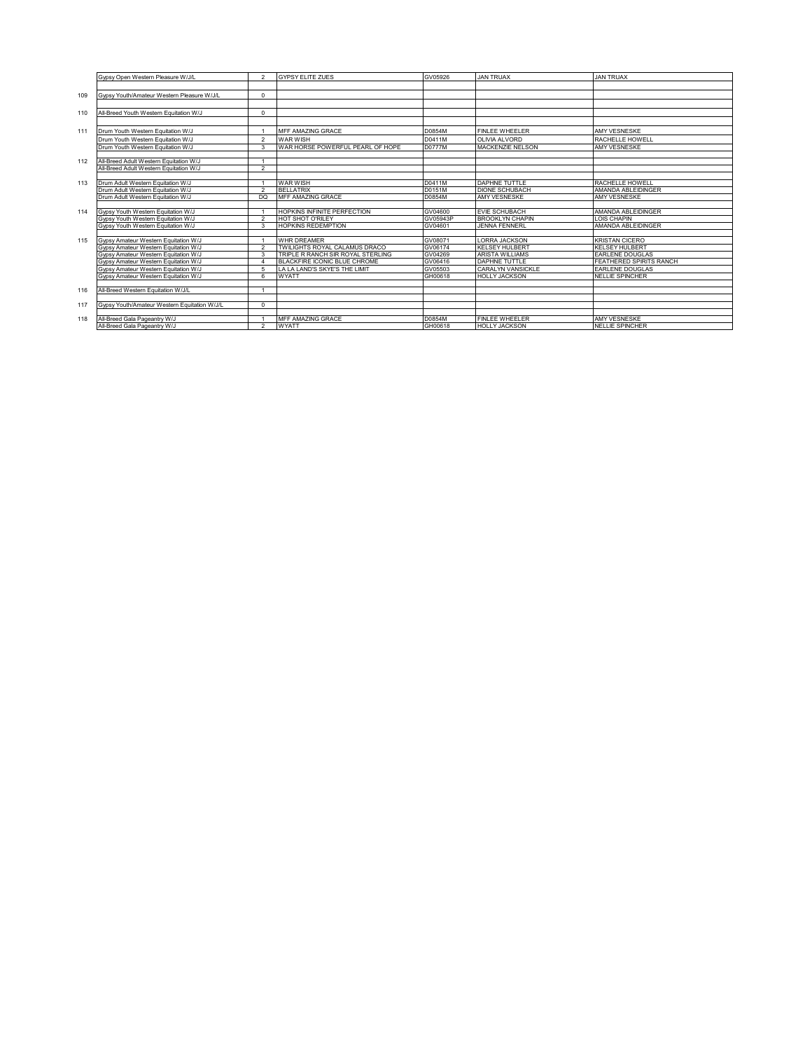| | | | | | | |
|---|---|---|---|---|---|---|
| | Gypsy Open Western Pleasure W/J/L | 2 | GYPSY ELITE ZUES | GV05926 | JAN TRUAX | JAN TRUAX |
| | | | | | | |
| 109 | Gypsy Youth/Amateur Western Pleasure W/J/L | 0 | | | | |
| | | | | | | |
| 110 | All-Breed Youth Western Equitation W/J | 0 | | | | |
| | | | | | | |
| 111 | Drum Youth Western Equitation W/J | 1 | MFF AMAZING GRACE | D0854M | FINLEE WHEELER | AMY VESNESKE |
| | Drum Youth Western Equitation W/J | 2 | WAR WISH | D0411M | OLIVIA ALVORD | RACHELLE HOWELL |
| | Drum Youth Western Equitation W/J | 3 | WAR HORSE POWERFUL PEARL OF HOPE | D0777M | MACKENZIE NELSON | AMY VESNESKE |
| | | | | | | |
| 112 | All-Breed Adult Western Equitation W/J | 1 | | | | |
| | All-Breed Adult Western Equitation W/J | 2 | | | | |
| | | | | | | |
| 113 | Drum Adult Western Equitation W/J | 1 | WAR WISH | D0411M | DAPHNE TUTTLE | RACHELLE HOWELL |
| | Drum Adult Western Equitation W/J | 2 | BELLATRIX | D0151M | DIONE SCHUBACH | AMANDA ABLEIDINGER |
| | Drum Adult Western Equitation W/J | DQ | MFF AMAZING GRACE | D0854M | AMY VESNESKE | AMY VESNESKE |
| | | | | | | |
| 114 | Gypsy Youth Western Equitation W/J | 1 | HOPKINS INFINITE PERFECTION | GV04600 | EVIE SCHUBACH | AMANDA ABLEIDINGER |
| | Gypsy Youth Western Equitation W/J | 2 | HOT SHOT O'RILEY | GV05943P | BROOKLYN CHAPIN | LOIS CHAPIN |
| | Gypsy Youth Western Equitation W/J | 3 | HOPKINS REDEMPTION | GV04601 | JENNA FENNERL | AMANDA ABLEIDINGER |
| | | | | | | |
| 115 | Gypsy Amateur Western Equitation W/J | 1 | WHR DREAMER | GV08071 | LORRA JACKSON | KRISTAN CICERO |
| | Gypsy Amateur Western Equitation W/J | 2 | TWILIGHTS ROYAL CALAMUS DRACO | GV06174 | KELSEY HULBERT | KELSEY HULBERT |
| | Gypsy Amateur Western Equitation W/J | 3 | TRIPLE R RANCH SIR ROYAL STERLING | GV04269 | ARISTA WILLIAMS | EARLENE DOUGLAS |
| | Gypsy Amateur Western Equitation W/J | 4 | BLACKFIRE ICONIC BLUE CHROME | GV06416 | DAPHNE TUTTLE | FEATHERED SPIRITS RANCH |
| | Gypsy Amateur Western Equitation W/J | 5 | LA LA LAND'S SKYE'S THE LIMIT | GV05503 | CARALYN VANSICKLE | EARLENE DOUGLAS |
| | Gypsy Amateur Western Equitation W/J | 6 | WYATT | GH00618 | HOLLY JACKSON | NELLIE SPINCHER |
| | | | | | | |
| 116 | All-Breed Western Equitation W/J/L | 1 | | | | |
| | | | | | | |
| 117 | Gypsy Youth/Amateur Western Equitation W/J/L | 0 | | | | |
| | | | | | | |
| 118 | All-Breed Gala Pageantry W/J | 1 | MFF AMAZING GRACE | D0854M | FINLEE WHEELER | AMY VESNESKE |
| | All-Breed Gala Pageantry W/J | 2 | WYATT | GH00618 | HOLLY JACKSON | NELLIE SPINCHER |